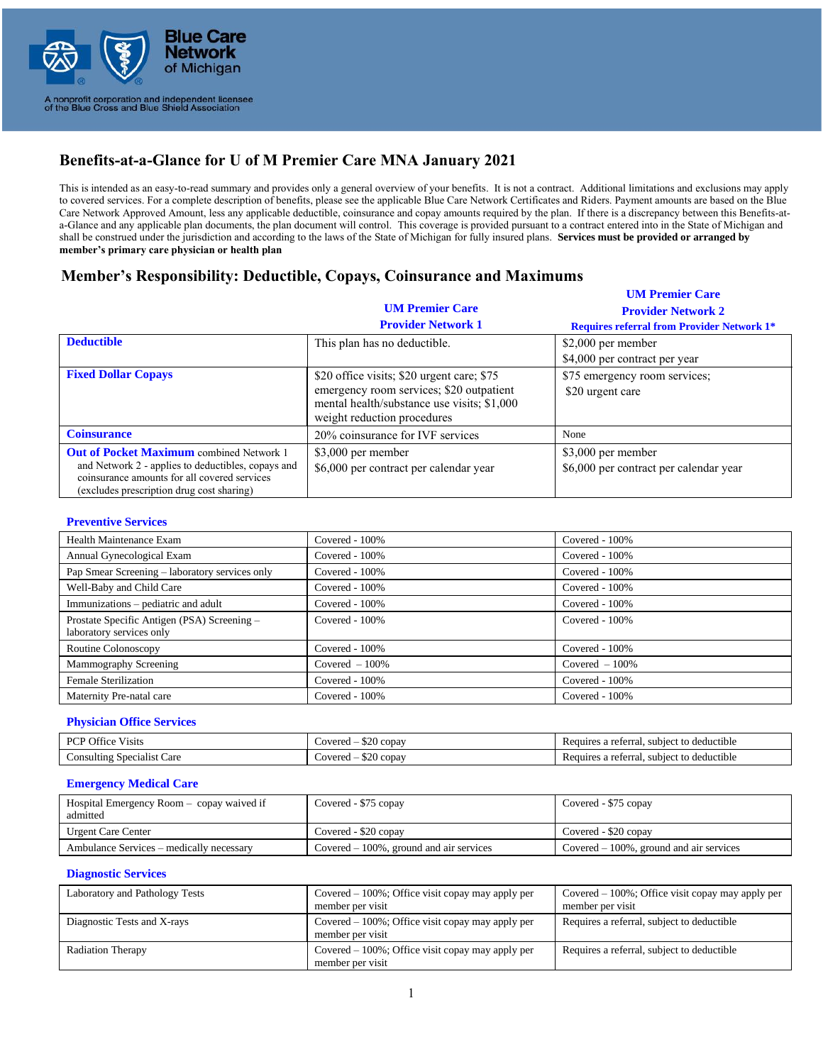Blue Care Network of Michigan

A nonprofit corporation and independent licensee of the Blue Cross and Blue Shield Association

# Benefits-at-a-Glance for U of M Premier Care MNA January 2021

This is intended as an easy-to-read summary and provides only a general overview of your benefits. It is not a contract. Additional limitations and exclusions may apply to covered services. For a complete description of benefits, please see the applicable Blue Care Network Certificates and Riders. Payment amounts are based on the Blue Care Network Approved Amount, less any applicable deductible, coinsurance and copay amounts required by the plan. If there is a discrepancy between this Benefits-at-a-Glance and any applicable plan documents, the plan document will control. This coverage is provided pursuant to a contract entered into in the State of Michigan and shall be construed under the jurisdiction and according to the laws of the State of Michigan for fully insured plans. **Services must be provided or arranged by member's primary care physician or health plan**

## Member's Responsibility: Deductible, Copays, Coinsurance and Maximums

| | UM Premier Care Provider Network 1 | UM Premier Care Provider Network 2 Requires referral from Provider Network 1* |
|---|---|---|
| **Deductible** | This plan has no deductible. | $2,000 per member<br>$4,000 per contract per year |
| **Fixed Dollar Copays** | $20 office visits; $20 urgent care; $75 emergency room services; $20 outpatient mental health/substance use visits; $1,000 weight reduction procedures | $75 emergency room services;<br>$20 urgent care |
| **Coinsurance** | 20% coinsurance for IVF services | None |
| **Out of Pocket Maximum** combined Network 1 and Network 2 - applies to deductibles, copays and coinsurance amounts for all covered services (excludes prescription drug cost sharing) | $3,000 per member<br>$6,000 per contract per calendar year | $3,000 per member<br>$6,000 per contract per calendar year |

### Preventive Services

| | | |
|---|---|---|
| Health Maintenance Exam | Covered - 100% | Covered - 100% |
| Annual Gynecological Exam | Covered - 100% | Covered - 100% |
| Pap Smear Screening – laboratory services only | Covered - 100% | Covered - 100% |
| Well-Baby and Child Care | Covered - 100% | Covered - 100% |
| Immunizations – pediatric and adult | Covered - 100% | Covered - 100% |
| Prostate Specific Antigen (PSA) Screening – laboratory services only | Covered - 100% | Covered - 100% |
| Routine Colonoscopy | Covered - 100% | Covered - 100% |
| Mammography Screening | Covered – 100% | Covered – 100% |
| Female Sterilization | Covered - 100% | Covered - 100% |
| Maternity Pre-natal care | Covered - 100% | Covered - 100% |

### Physician Office Services

| | | |
|---|---|---|
| PCP Office Visits | Covered – $20 copay | Requires a referral, subject to deductible |
| Consulting Specialist Care | Covered – $20 copay | Requires a referral, subject to deductible |

### Emergency Medical Care

| | | |
|---|---|---|
| Hospital Emergency Room – copay waived if admitted | Covered - $75 copay | Covered - $75 copay |
| Urgent Care Center | Covered - $20 copay | Covered - $20 copay |
| Ambulance Services – medically necessary | Covered – 100%, ground and air services | Covered – 100%, ground and air services |

### Diagnostic Services

| | | |
|---|---|---|
| Laboratory and Pathology Tests | Covered – 100%; Office visit copay may apply per member per visit | Covered – 100%; Office visit copay may apply per member per visit |
| Diagnostic Tests and X-rays | Covered – 100%; Office visit copay may apply per member per visit | Requires a referral, subject to deductible |
| Radiation Therapy | Covered – 100%; Office visit copay may apply per member per visit | Requires a referral, subject to deductible |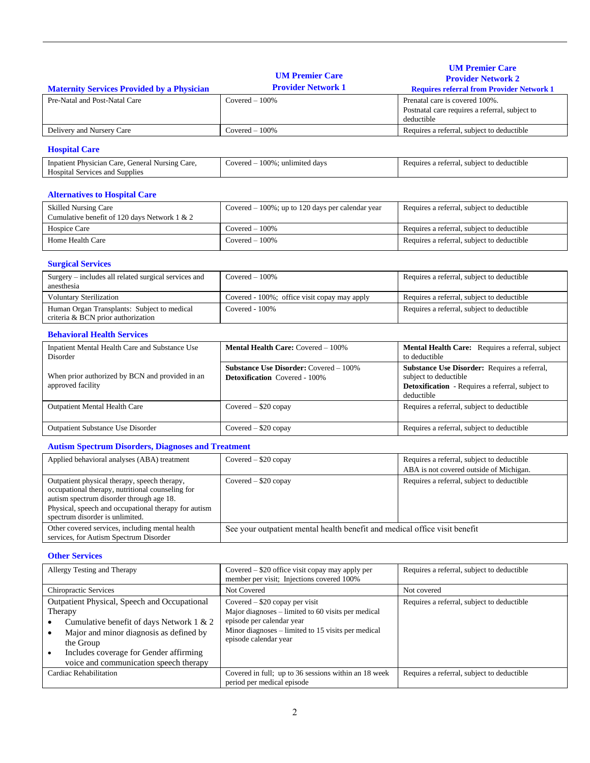| Maternity Services Provided by a Physician | UM Premier Care Provider Network 1 | UM Premier Care Provider Network 2 Requires referral from Provider Network 1 |
|---|---|---|
| Pre-Natal and Post-Natal Care | Covered – 100% | Prenatal care is covered 100%. Postnatal care requires a referral, subject to deductible |
| Delivery and Nursery Care | Covered – 100% | Requires a referral, subject to deductible |

### Hospital Care

| | | |
|---|---|---|
| Inpatient Physician Care, General Nursing Care, Hospital Services and Supplies | Covered – 100%; unlimited days | Requires a referral, subject to deductible |

### Alternatives to Hospital Care

| | | |
|---|---|---|
| Skilled Nursing Care<br>Cumulative benefit of 120 days Network 1 & 2 | Covered – 100%; up to 120 days per calendar year | Requires a referral, subject to deductible |
| Hospice Care | Covered – 100% | Requires a referral, subject to deductible |
| Home Health Care | Covered – 100% | Requires a referral, subject to deductible |

### Surgical Services

| | | |
|---|---|---|
| Surgery – includes all related surgical services and anesthesia | Covered – 100% | Requires a referral, subject to deductible |
| Voluntary Sterilization | Covered - 100%; office visit copay may apply | Requires a referral, subject to deductible |
| Human Organ Transplants: Subject to medical criteria & BCN prior authorization | Covered - 100% | Requires a referral, subject to deductible |

### Behavioral Health Services

| | | |
|---|---|---|
| Inpatient Mental Health Care and Substance Use Disorder<br><br>When prior authorized by BCN and provided in an approved facility | **Mental Health Care:** Covered – 100%<br><br>**Substance Use Disorder:** Covered – 100%<br>**Detoxification** Covered - 100% | **Mental Health Care:** Requires a referral, subject to deductible<br><br>**Substance Use Disorder:** Requires a referral, subject to deductible<br>**Detoxification** - Requires a referral, subject to deductible |
| Outpatient Mental Health Care | Covered – $20 copay | Requires a referral, subject to deductible |
| Outpatient Substance Use Disorder | Covered – $20 copay | Requires a referral, subject to deductible |

### Autism Spectrum Disorders, Diagnoses and Treatment

| | | |
|---|---|---|
| Applied behavioral analyses (ABA) treatment | Covered – $20 copay | Requires a referral, subject to deductible<br>ABA is not covered outside of Michigan. |
| Outpatient physical therapy, speech therapy, occupational therapy, nutritional counseling for autism spectrum disorder through age 18.<br>Physical, speech and occupational therapy for autism spectrum disorder is unlimited. | Covered – $20 copay | Requires a referral, subject to deductible |
| Other covered services, including mental health services, for Autism Spectrum Disorder | See your outpatient mental health benefit and medical office visit benefit | |

### Other Services

| | | |
|---|---|---|
| Allergy Testing and Therapy | Covered – $20 office visit copay may apply per member per visit; Injections covered 100% | Requires a referral, subject to deductible |
| Chiropractic Services | Not Covered | Not covered |
| Outpatient Physical, Speech and Occupational Therapy<br>• Cumulative benefit of days Network 1 & 2<br>• Major and minor diagnosis as defined by the Group<br>• Includes coverage for Gender affirming voice and communication speech therapy | Covered – $20 copay per visit<br>Major diagnoses – limited to 60 visits per medical episode per calendar year<br>Minor diagnoses – limited to 15 visits per medical episode calendar year | Requires a referral, subject to deductible |
| Cardiac Rehabilitation | Covered in full; up to 36 sessions within an 18 week period per medical episode | Requires a referral, subject to deductible |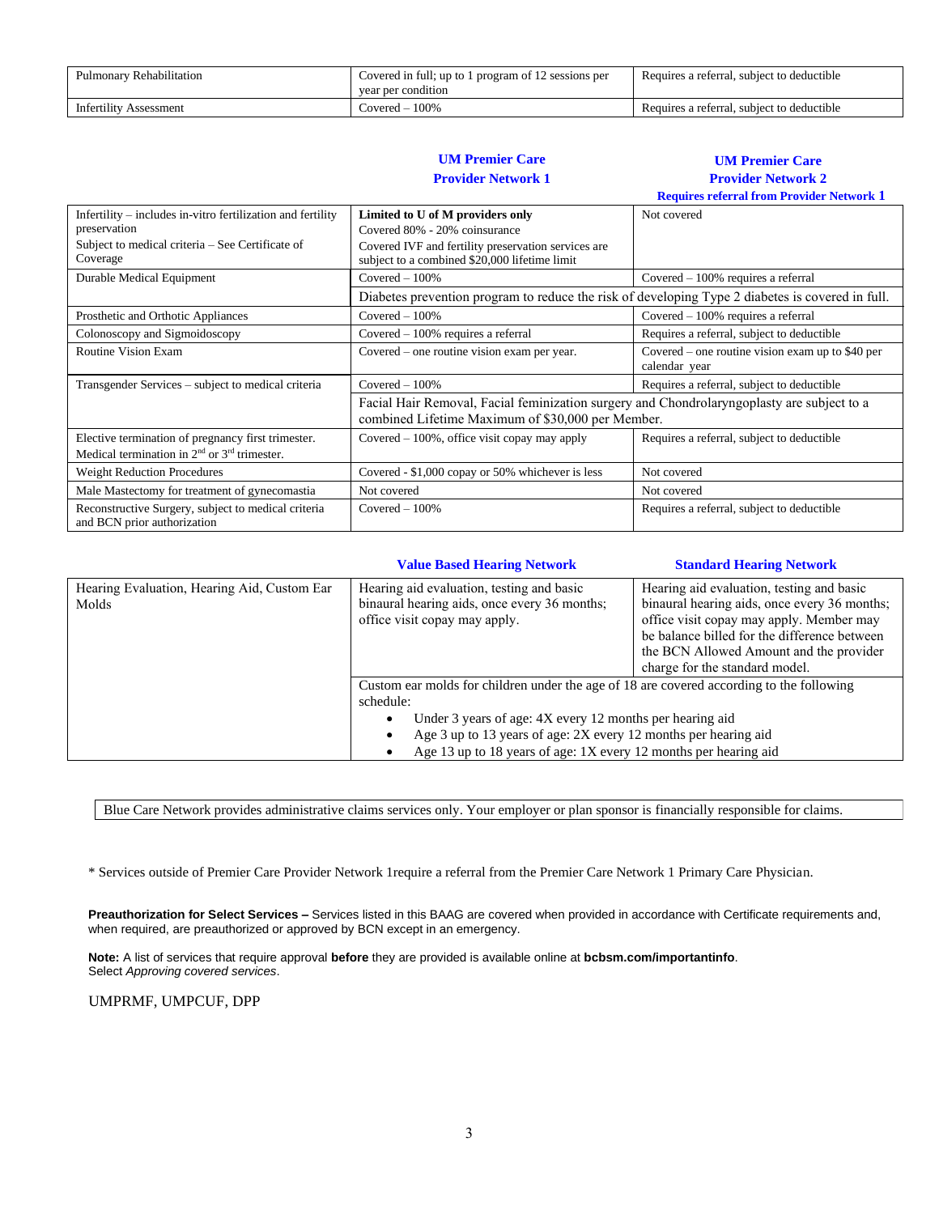| | | |
|---|---|---|
| Pulmonary Rehabilitation | Covered in full; up to 1 program of 12 sessions per year per condition | Requires a referral, subject to deductible |
| Infertility Assessment | Covered – 100% | Requires a referral, subject to deductible |

| | UM Premier Care Provider Network 1 | UM Premier Care Provider Network 2 Requires referral from Provider Network 1 |
|---|---|---|
| Infertility – includes in-vitro fertilization and fertility preservation<br>Subject to medical criteria – See Certificate of Coverage | **Limited to U of M providers only**<br>Covered 80% - 20% coinsurance<br>Covered IVF and fertility preservation services are subject to a combined $20,000 lifetime limit | Not covered |
| Durable Medical Equipment | Covered – 100% | Covered – 100% requires a referral |
| | Diabetes prevention program to reduce the risk of developing Type 2 diabetes is covered in full. | |
| Prosthetic and Orthotic Appliances | Covered – 100% | Covered – 100% requires a referral |
| Colonoscopy and Sigmoidoscopy | Covered – 100% requires a referral | Requires a referral, subject to deductible |
| Routine Vision Exam | Covered – one routine vision exam per year. | Covered – one routine vision exam up to $40 per calendar year |
| Transgender Services – subject to medical criteria | Covered – 100% | Requires a referral, subject to deductible |
| | Facial Hair Removal, Facial feminization surgery and Chondrolaryngoplasty are subject to a combined Lifetime Maximum of $30,000 per Member. | |
| Elective termination of pregnancy first trimester.<br>Medical termination in 2nd or 3rd trimester. | Covered – 100%, office visit copay may apply | Requires a referral, subject to deductible |
| Weight Reduction Procedures | Covered - $1,000 copay or 50% whichever is less | Not covered |
| Male Mastectomy for treatment of gynecomastia | Not covered | Not covered |
| Reconstructive Surgery, subject to medical criteria and BCN prior authorization | Covered – 100% | Requires a referral, subject to deductible |

| | Value Based Hearing Network | Standard Hearing Network |
|---|---|---|
| Hearing Evaluation, Hearing Aid, Custom Ear Molds | Hearing aid evaluation, testing and basic binaural hearing aids, once every 36 months; office visit copay may apply. | Hearing aid evaluation, testing and basic binaural hearing aids, once every 36 months; office visit copay may apply. Member may be balance billed for the difference between the BCN Allowed Amount and the provider charge for the standard model. |
| | Custom ear molds for children under the age of 18 are covered according to the following schedule:<br>• Under 3 years of age: 4X every 12 months per hearing aid<br>• Age 3 up to 13 years of age: 2X every 12 months per hearing aid<br>• Age 13 up to 18 years of age: 1X every 12 months per hearing aid | |

Blue Care Network provides administrative claims services only. Your employer or plan sponsor is financially responsible for claims.

* Services outside of Premier Care Provider Network 1require a referral from the Premier Care Network 1 Primary Care Physician.

**Preauthorization for Select Services –** Services listed in this BAAG are covered when provided in accordance with Certificate requirements and, when required, are preauthorized or approved by BCN except in an emergency.

**Note:** A list of services that require approval **before** they are provided is available online at **bcbsm.com/importantinfo**.
Select *Approving covered services*.

UMPRMF, UMPCUF, DPP